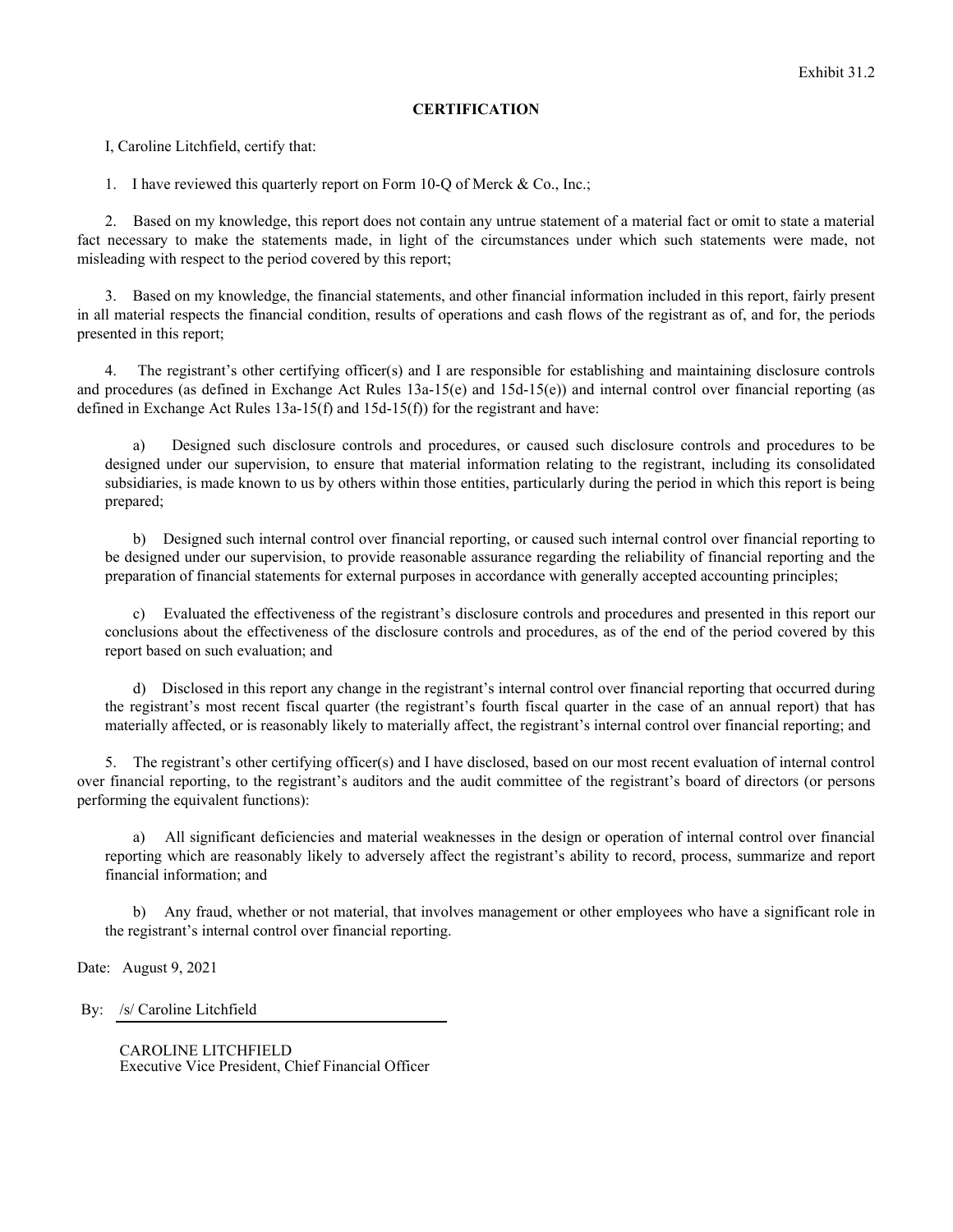Exhibit 31.2

**CERTIFICATION**

I, Caroline Litchfield, certify that:

1. I have reviewed this quarterly report on Form 10-Q of Merck & Co., Inc.;

2. Based on my knowledge, this report does not contain any untrue statement of a material fact or omit to state a material fact necessary to make the statements made, in light of the circumstances under which such statements were made, not misleading with respect to the period covered by this report;

3. Based on my knowledge, the financial statements, and other financial information included in this report, fairly present in all material respects the financial condition, results of operations and cash flows of the registrant as of, and for, the periods presented in this report;

4. The registrant's other certifying officer(s) and I are responsible for establishing and maintaining disclosure controls and procedures (as defined in Exchange Act Rules 13a-15(e) and 15d-15(e)) and internal control over financial reporting (as defined in Exchange Act Rules 13a-15(f) and 15d-15(f)) for the registrant and have:

   a) Designed such disclosure controls and procedures, or caused such disclosure controls and procedures to be designed under our supervision, to ensure that material information relating to the registrant, including its consolidated subsidiaries, is made known to us by others within those entities, particularly during the period in which this report is being prepared;

   b) Designed such internal control over financial reporting, or caused such internal control over financial reporting to be designed under our supervision, to provide reasonable assurance regarding the reliability of financial reporting and the preparation of financial statements for external purposes in accordance with generally accepted accounting principles;

   c) Evaluated the effectiveness of the registrant's disclosure controls and procedures and presented in this report our conclusions about the effectiveness of the disclosure controls and procedures, as of the end of the period covered by this report based on such evaluation; and

   d) Disclosed in this report any change in the registrant's internal control over financial reporting that occurred during the registrant's most recent fiscal quarter (the registrant's fourth fiscal quarter in the case of an annual report) that has materially affected, or is reasonably likely to materially affect, the registrant's internal control over financial reporting; and

5. The registrant's other certifying officer(s) and I have disclosed, based on our most recent evaluation of internal control over financial reporting, to the registrant's auditors and the audit committee of the registrant's board of directors (or persons performing the equivalent functions):

   a) All significant deficiencies and material weaknesses in the design or operation of internal control over financial reporting which are reasonably likely to adversely affect the registrant's ability to record, process, summarize and report financial information; and

   b) Any fraud, whether or not material, that involves management or other employees who have a significant role in the registrant's internal control over financial reporting.

Date: August 9, 2021

By: /s/ Caroline Litchfield

CAROLINE LITCHFIELD
Executive Vice President, Chief Financial Officer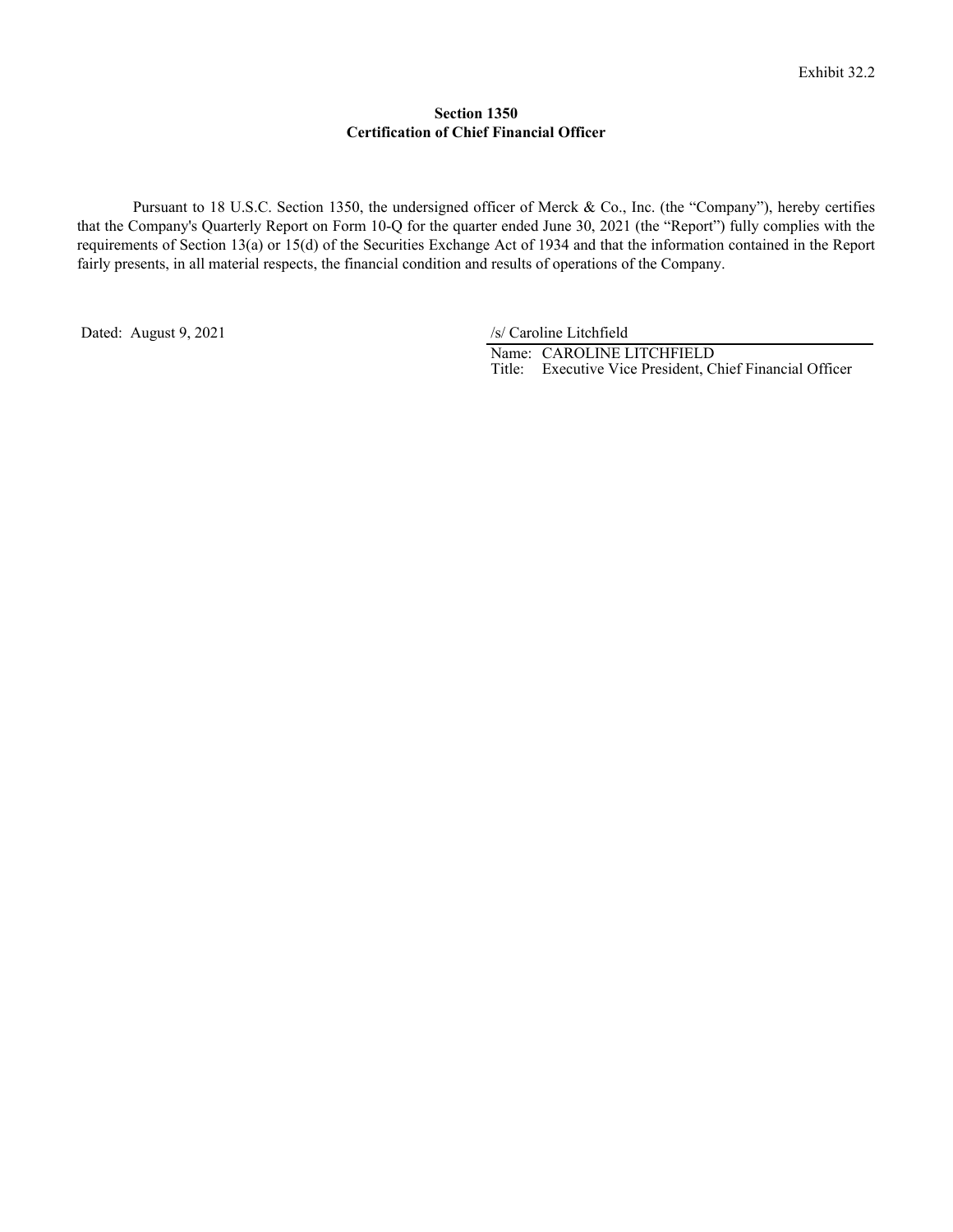Exhibit 32.2

**Section 1350**
**Certification of Chief Financial Officer**

Pursuant to 18 U.S.C. Section 1350, the undersigned officer of Merck & Co., Inc. (the "Company"), hereby certifies that the Company's Quarterly Report on Form 10-Q for the quarter ended June 30, 2021 (the "Report") fully complies with the requirements of Section 13(a) or 15(d) of the Securities Exchange Act of 1934 and that the information contained in the Report fairly presents, in all material respects, the financial condition and results of operations of the Company.

Dated: August 9, 2021

/s/ Caroline Litchfield

Name: CAROLINE LITCHFIELD
Title: Executive Vice President, Chief Financial Officer